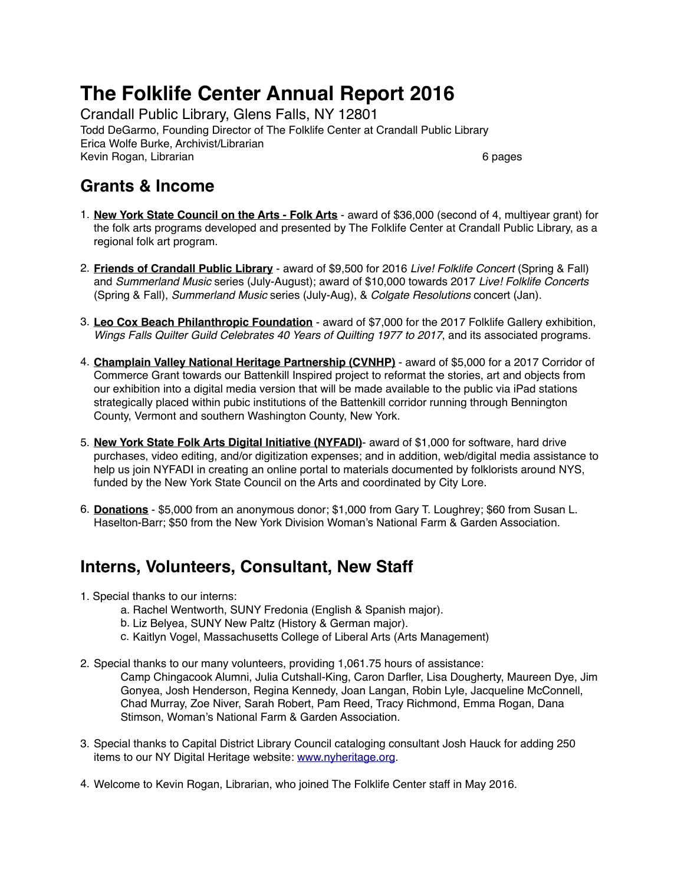# The Folklife Center Annual Report 2016

Crandall Public Library, Glens Falls, NY 12801
Todd DeGarmo, Founding Director of The Folklife Center at Crandall Public Library
Erica Wolfe Burke, Archivist/Librarian
Kevin Rogan, Librarian 6 pages

## Grants & Income

1. **New York State Council on the Arts - Folk Arts** - award of $36,000 (second of 4, multiyear grant) for the folk arts programs developed and presented by The Folklife Center at Crandall Public Library, as a regional folk art program.

2. **Friends of Crandall Public Library** - award of $9,500 for 2016 *Live! Folklife Concert* (Spring & Fall) and *Summerland Music* series (July-August); award of $10,000 towards 2017 *Live! Folklife Concerts* (Spring & Fall), *Summerland Music* series (July-Aug), & *Colgate Resolutions* concert (Jan).

3. **Leo Cox Beach Philanthropic Foundation** - award of $7,000 for the 2017 Folklife Gallery exhibition, *Wings Falls Quilter Guild Celebrates 40 Years of Quilting 1977 to 2017*, and its associated programs.

4. **Champlain Valley National Heritage Partnership (CVNHP)** - award of $5,000 for a 2017 Corridor of Commerce Grant towards our Battenkill Inspired project to reformat the stories, art and objects from our exhibition into a digital media version that will be made available to the public via iPad stations strategically placed within pubic institutions of the Battenkill corridor running through Bennington County, Vermont and southern Washington County, New York.

5. **New York State Folk Arts Digital Initiative (NYFADI)**- award of $1,000 for software, hard drive purchases, video editing, and/or digitization expenses; and in addition, web/digital media assistance to help us join NYFADI in creating an online portal to materials documented by folklorists around NYS, funded by the New York State Council on the Arts and coordinated by City Lore.

6. **Donations** - $5,000 from an anonymous donor; $1,000 from Gary T. Loughrey; $60 from Susan L. Haselton-Barr; $50 from the New York Division Woman's National Farm & Garden Association.

## Interns, Volunteers, Consultant, New Staff

1. Special thanks to our interns:
   a. Rachel Wentworth, SUNY Fredonia (English & Spanish major).
   b. Liz Belyea, SUNY New Paltz (History & German major).
   c. Kaitlyn Vogel, Massachusetts College of Liberal Arts (Arts Management)

2. Special thanks to our many volunteers, providing 1,061.75 hours of assistance:
   Camp Chingacook Alumni, Julia Cutshall-King, Caron Darfler, Lisa Dougherty, Maureen Dye, Jim Gonyea, Josh Henderson, Regina Kennedy, Joan Langan, Robin Lyle, Jacqueline McConnell, Chad Murray, Zoe Niver, Sarah Robert, Pam Reed, Tracy Richmond, Emma Rogan, Dana Stimson, Woman's National Farm & Garden Association.

3. Special thanks to Capital District Library Council cataloging consultant Josh Hauck for adding 250 items to our NY Digital Heritage website: www.nyheritage.org.

4. Welcome to Kevin Rogan, Librarian, who joined The Folklife Center staff in May 2016.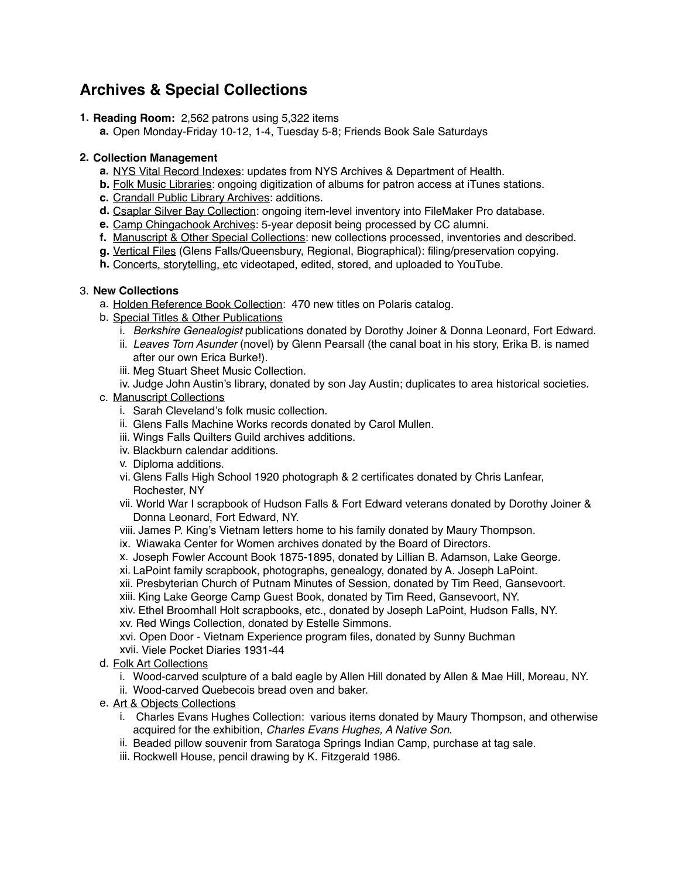## Archives & Special Collections

1. **Reading Room:** 2,562 patrons using 5,322 items
    a. Open Monday-Friday 10-12, 1-4, Tuesday 5-8; Friends Book Sale Saturdays

2. **Collection Management**
    a. NYS Vital Record Indexes: updates from NYS Archives & Department of Health.
    b. Folk Music Libraries: ongoing digitization of albums for patron access at iTunes stations.
    c. Crandall Public Library Archives: additions.
    d. Csaplar Silver Bay Collection: ongoing item-level inventory into FileMaker Pro database.
    e. Camp Chingachook Archives: 5-year deposit being processed by CC alumni.
    f. Manuscript & Other Special Collections: new collections processed, inventories and described.
    g. Vertical Files (Glens Falls/Queensbury, Regional, Biographical): filing/preservation copying.
    h. Concerts, storytelling, etc videotaped, edited, stored, and uploaded to YouTube.

3. **New Collections**
    a. Holden Reference Book Collection: 470 new titles on Polaris catalog.
    b. Special Titles & Other Publications
        i. *Berkshire Genealogist* publications donated by Dorothy Joiner & Donna Leonard, Fort Edward.
        ii. *Leaves Torn Asunder* (novel) by Glenn Pearsall (the canal boat in his story, Erika B. is named after our own Erica Burke!).
        iii. Meg Stuart Sheet Music Collection.
        iv. Judge John Austin's library, donated by son Jay Austin; duplicates to area historical societies.
    c. Manuscript Collections
        i. Sarah Cleveland's folk music collection.
        ii. Glens Falls Machine Works records donated by Carol Mullen.
        iii. Wings Falls Quilters Guild archives additions.
        iv. Blackburn calendar additions.
        v. Diploma additions.
        vi. Glens Falls High School 1920 photograph & 2 certificates donated by Chris Lanfear, Rochester, NY
        vii. World War I scrapbook of Hudson Falls & Fort Edward veterans donated by Dorothy Joiner & Donna Leonard, Fort Edward, NY.
        viii. James P. King's Vietnam letters home to his family donated by Maury Thompson.
        ix. Wiawaka Center for Women archives donated by the Board of Directors.
        x. Joseph Fowler Account Book 1875-1895, donated by Lillian B. Adamson, Lake George.
        xi. LaPoint family scrapbook, photographs, genealogy, donated by A. Joseph LaPoint.
        xii. Presbyterian Church of Putnam Minutes of Session, donated by Tim Reed, Gansevoort.
        xiii. King Lake George Camp Guest Book, donated by Tim Reed, Gansevoort, NY.
        xiv. Ethel Broomhall Holt scrapbooks, etc., donated by Joseph LaPoint, Hudson Falls, NY.
        xv. Red Wings Collection, donated by Estelle Simmons.
        xvi. Open Door - Vietnam Experience program files, donated by Sunny Buchman
        xvii. Viele Pocket Diaries 1931-44
    d. Folk Art Collections
        i. Wood-carved sculpture of a bald eagle by Allen Hill donated by Allen & Mae Hill, Moreau, NY.
        ii. Wood-carved Quebecois bread oven and baker.
    e. Art & Objects Collections
        i. Charles Evans Hughes Collection: various items donated by Maury Thompson, and otherwise acquired for the exhibition, *Charles Evans Hughes, A Native Son*.
        ii. Beaded pillow souvenir from Saratoga Springs Indian Camp, purchase at tag sale.
        iii. Rockwell House, pencil drawing by K. Fitzgerald 1986.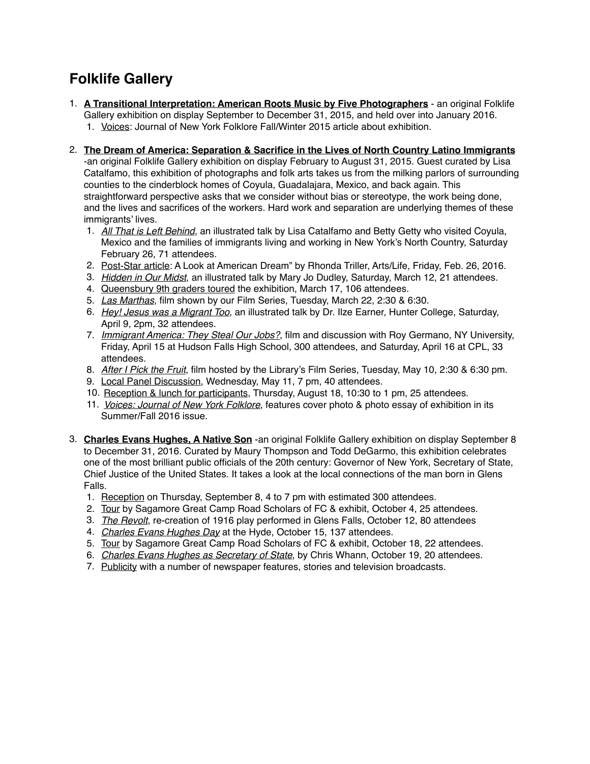# Folklife Gallery

1. **A Transitional Interpretation: American Roots Music by Five Photographers** - an original Folklife Gallery exhibition on display September to December 31, 2015, and held over into January 2016.
    1. Voices: Journal of New York Folklore Fall/Winter 2015 article about exhibition.

2. **The Dream of America: Separation & Sacrifice in the Lives of North Country Latino Immigrants** -an original Folklife Gallery exhibition on display February to August 31, 2015. Guest curated by Lisa Catalfamo, this exhibition of photographs and folk arts takes us from the milking parlors of surrounding counties to the cinderblock homes of Coyula, Guadalajara, Mexico, and back again. This straightforward perspective asks that we consider without bias or stereotype, the work being done, and the lives and sacrifices of the workers. Hard work and separation are underlying themes of these immigrants' lives.
    1. *All That is Left Behind*, an illustrated talk by Lisa Catalfamo and Betty Getty who visited Coyula, Mexico and the families of immigrants living and working in New York's North Country, Saturday February 26, 71 attendees.
    2. Post-Star article: A Look at American Dream" by Rhonda Triller, Arts/Life, Friday, Feb. 26, 2016.
    3. *Hidden in Our Midst*, an illustrated talk by Mary Jo Dudley, Saturday, March 12, 21 attendees.
    4. Queensbury 9th graders toured the exhibition, March 17, 106 attendees.
    5. *Las Marthas*, film shown by our Film Series, Tuesday, March 22, 2:30 & 6:30.
    6. *Hey! Jesus was a Migrant Too*, an illustrated talk by Dr. Ilze Earner, Hunter College, Saturday, April 9, 2pm, 32 attendees.
    7. *Immigrant America: They Steal Our Jobs?*, film and discussion with Roy Germano, NY University, Friday, April 15 at Hudson Falls High School, 300 attendees, and Saturday, April 16 at CPL, 33 attendees.
    8. *After I Pick the Fruit*, film hosted by the Library's Film Series, Tuesday, May 10, 2:30 & 6:30 pm.
    9. Local Panel Discussion, Wednesday, May 11, 7 pm, 40 attendees.
    10. Reception & lunch for participants, Thursday, August 18, 10:30 to 1 pm, 25 attendees.
    11. *Voices: Journal of New York Folklore*, features cover photo & photo essay of exhibition in its Summer/Fall 2016 issue.

3. **Charles Evans Hughes, A Native Son** -an original Folklife Gallery exhibition on display September 8 to December 31, 2016. Curated by Maury Thompson and Todd DeGarmo, this exhibition celebrates one of the most brilliant public officials of the 20th century: Governor of New York, Secretary of State, Chief Justice of the United States. It takes a look at the local connections of the man born in Glens Falls.
    1. Reception on Thursday, September 8, 4 to 7 pm with estimated 300 attendees.
    2. Tour by Sagamore Great Camp Road Scholars of FC & exhibit, October 4, 25 attendees.
    3. *The Revolt*, re-creation of 1916 play performed in Glens Falls, October 12, 80 attendees
    4. *Charles Evans Hughes Day* at the Hyde, October 15, 137 attendees.
    5. Tour by Sagamore Great Camp Road Scholars of FC & exhibit, October 18, 22 attendees.
    6. *Charles Evans Hughes as Secretary of State*, by Chris Whann, October 19, 20 attendees.
    7. Publicity with a number of newspaper features, stories and television broadcasts.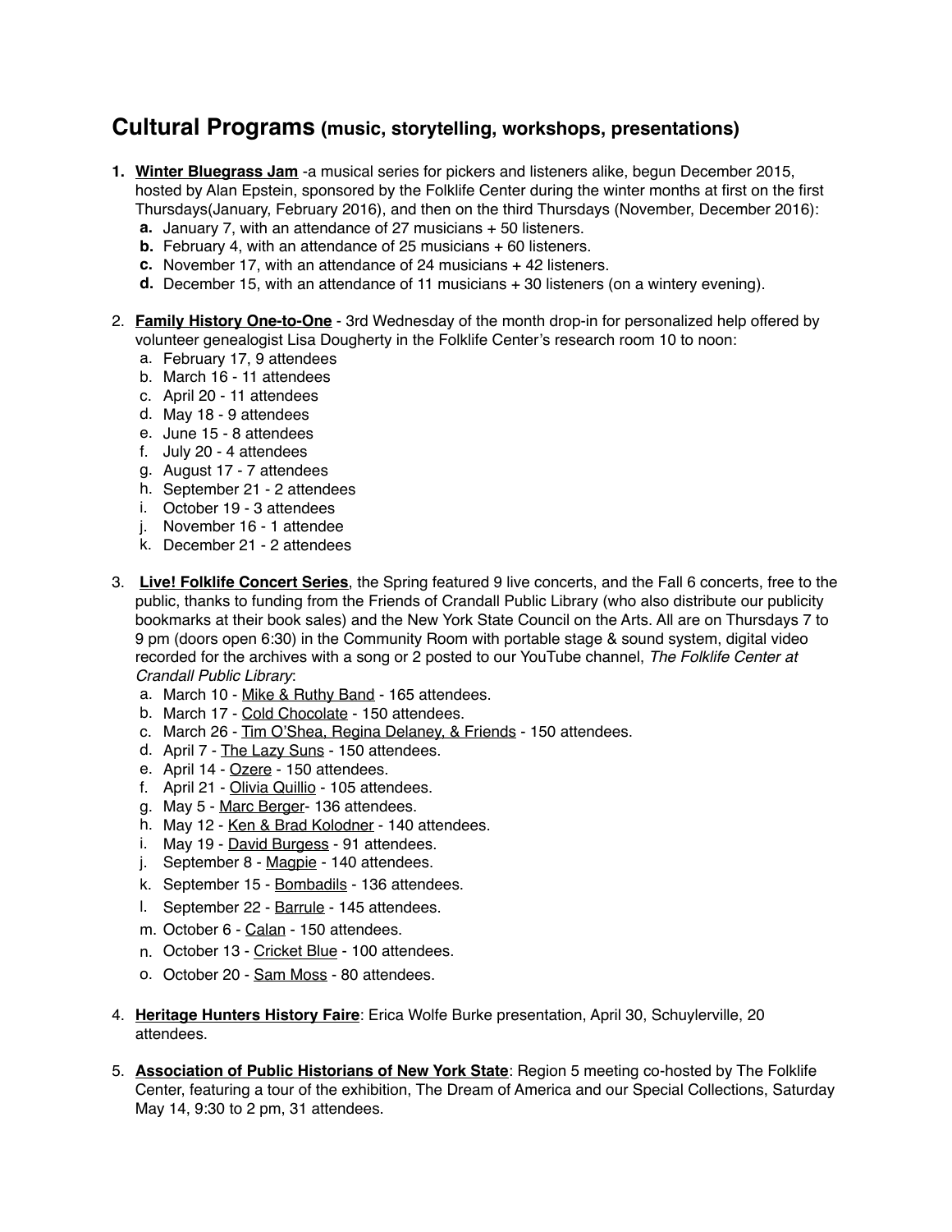## Cultural Programs (music, storytelling, workshops, presentations)

1. **Winter Bluegrass Jam** -a musical series for pickers and listeners alike, begun December 2015, hosted by Alan Epstein, sponsored by the Folklife Center during the winter months at first on the first Thursdays(January, February 2016), and then on the third Thursdays (November, December 2016):
   a. January 7, with an attendance of 27 musicians + 50 listeners.
   b. February 4, with an attendance of 25 musicians + 60 listeners.
   c. November 17, with an attendance of 24 musicians + 42 listeners.
   d. December 15, with an attendance of 11 musicians + 30 listeners (on a wintery evening).

2. **Family History One-to-One** - 3rd Wednesday of the month drop-in for personalized help offered by volunteer genealogist Lisa Dougherty in the Folklife Center's research room 10 to noon:
   a. February 17, 9 attendees
   b. March 16 - 11 attendees
   c. April 20 - 11 attendees
   d. May 18 - 9 attendees
   e. June 15 - 8 attendees
   f. July 20 - 4 attendees
   g. August 17 - 7 attendees
   h. September 21 - 2 attendees
   i. October 19 - 3 attendees
   j. November 16 - 1 attendee
   k. December 21 - 2 attendees

3. **Live! Folklife Concert Series**, the Spring featured 9 live concerts, and the Fall 6 concerts, free to the public, thanks to funding from the Friends of Crandall Public Library (who also distribute our publicity bookmarks at their book sales) and the New York State Council on the Arts. All are on Thursdays 7 to 9 pm (doors open 6:30) in the Community Room with portable stage & sound system, digital video recorded for the archives with a song or 2 posted to our YouTube channel, *The Folklife Center at Crandall Public Library*:
   a. March 10 - Mike & Ruthy Band - 165 attendees.
   b. March 17 - Cold Chocolate - 150 attendees.
   c. March 26 - Tim O'Shea, Regina Delaney, & Friends - 150 attendees.
   d. April 7 - The Lazy Suns - 150 attendees.
   e. April 14 - Ozere - 150 attendees.
   f. April 21 - Olivia Quillio - 105 attendees.
   g. May 5 - Marc Berger- 136 attendees.
   h. May 12 - Ken & Brad Kolodner - 140 attendees.
   i. May 19 - David Burgess - 91 attendees.
   j. September 8 - Magpie - 140 attendees.
   k. September 15 - Bombadils - 136 attendees.
   l. September 22 - Barrule - 145 attendees.
   m. October 6 - Calan - 150 attendees.
   n. October 13 - Cricket Blue - 100 attendees.
   o. October 20 - Sam Moss - 80 attendees.

4. **Heritage Hunters History Faire**: Erica Wolfe Burke presentation, April 30, Schuylerville, 20 attendees.

5. **Association of Public Historians of New York State**: Region 5 meeting co-hosted by The Folklife Center, featuring a tour of the exhibition, The Dream of America and our Special Collections, Saturday May 14, 9:30 to 2 pm, 31 attendees.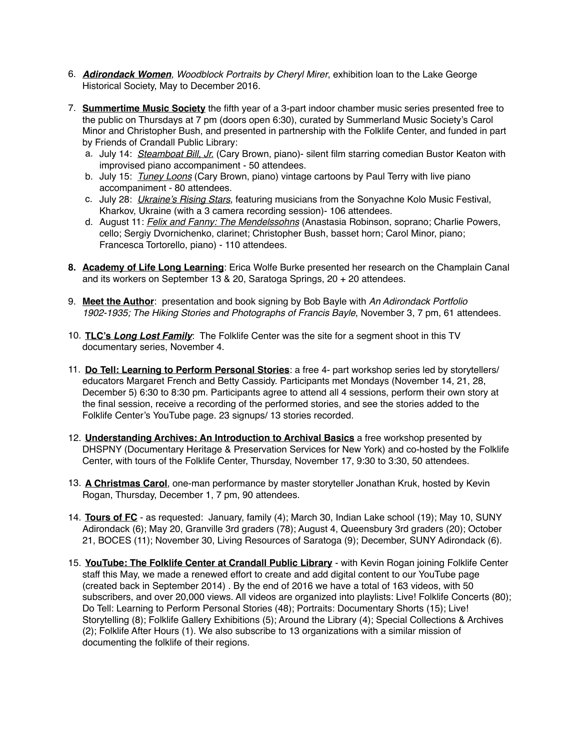6. ***Adirondack Women***, *Woodblock Portraits by Cheryl Mirer*, exhibition loan to the Lake George Historical Society, May to December 2016.

7. **Summertime Music Society** the fifth year of a 3-part indoor chamber music series presented free to the public on Thursdays at 7 pm (doors open 6:30), curated by Summerland Music Society's Carol Minor and Christopher Bush, and presented in partnership with the Folklife Center, and funded in part by Friends of Crandall Public Library:
   a. July 14: *Steamboat Bill, Jr.* (Cary Brown, piano)- silent film starring comedian Bustor Keaton with improvised piano accompaniment - 50 attendees.
   b. July 15: *Tuney Loons* (Cary Brown, piano) vintage cartoons by Paul Terry with live piano accompaniment - 80 attendees.
   c. July 28: *Ukraine's Rising Stars*, featuring musicians from the Sonyachne Kolo Music Festival, Kharkov, Ukraine (with a 3 camera recording session)- 106 attendees.
   d. August 11: *Felix and Fanny: The Mendelssohns* (Anastasia Robinson, soprano; Charlie Powers, cello; Sergiy Dvornichenko, clarinet; Christopher Bush, basset horn; Carol Minor, piano; Francesca Tortorello, piano) - 110 attendees.

8. **Academy of Life Long Learning**: Erica Wolfe Burke presented her research on the Champlain Canal and its workers on September 13 & 20, Saratoga Springs, 20 + 20 attendees.

9. **Meet the Author**: presentation and book signing by Bob Bayle with *An Adirondack Portfolio 1902-1935; The Hiking Stories and Photographs of Francis Bayle*, November 3, 7 pm, 61 attendees.

10. **TLC's *Long Lost Family***: The Folklife Center was the site for a segment shoot in this TV documentary series, November 4.

11. **Do Tell: Learning to Perform Personal Stories**: a free 4- part workshop series led by storytellers/ educators Margaret French and Betty Cassidy. Participants met Mondays (November 14, 21, 28, December 5) 6:30 to 8:30 pm. Participants agree to attend all 4 sessions, perform their own story at the final session, receive a recording of the performed stories, and see the stories added to the Folklife Center's YouTube page. 23 signups/ 13 stories recorded.

12. **Understanding Archives: An Introduction to Archival Basics** a free workshop presented by DHSPNY (Documentary Heritage & Preservation Services for New York) and co-hosted by the Folklife Center, with tours of the Folklife Center, Thursday, November 17, 9:30 to 3:30, 50 attendees.

13. **A Christmas Carol**, one-man performance by master storyteller Jonathan Kruk, hosted by Kevin Rogan, Thursday, December 1, 7 pm, 90 attendees.

14. **Tours of FC** - as requested: January, family (4); March 30, Indian Lake school (19); May 10, SUNY Adirondack (6); May 20, Granville 3rd graders (78); August 4, Queensbury 3rd graders (20); October 21, BOCES (11); November 30, Living Resources of Saratoga (9); December, SUNY Adirondack (6).

15. **YouTube: The Folklife Center at Crandall Public Library** - with Kevin Rogan joining Folklife Center staff this May, we made a renewed effort to create and add digital content to our YouTube page (created back in September 2014) . By the end of 2016 we have a total of 163 videos, with 50 subscribers, and over 20,000 views. All videos are organized into playlists: Live! Folklife Concerts (80); Do Tell: Learning to Perform Personal Stories (48); Portraits: Documentary Shorts (15); Live! Storytelling (8); Folklife Gallery Exhibitions (5); Around the Library (4); Special Collections & Archives (2); Folklife After Hours (1). We also subscribe to 13 organizations with a similar mission of documenting the folklife of their regions.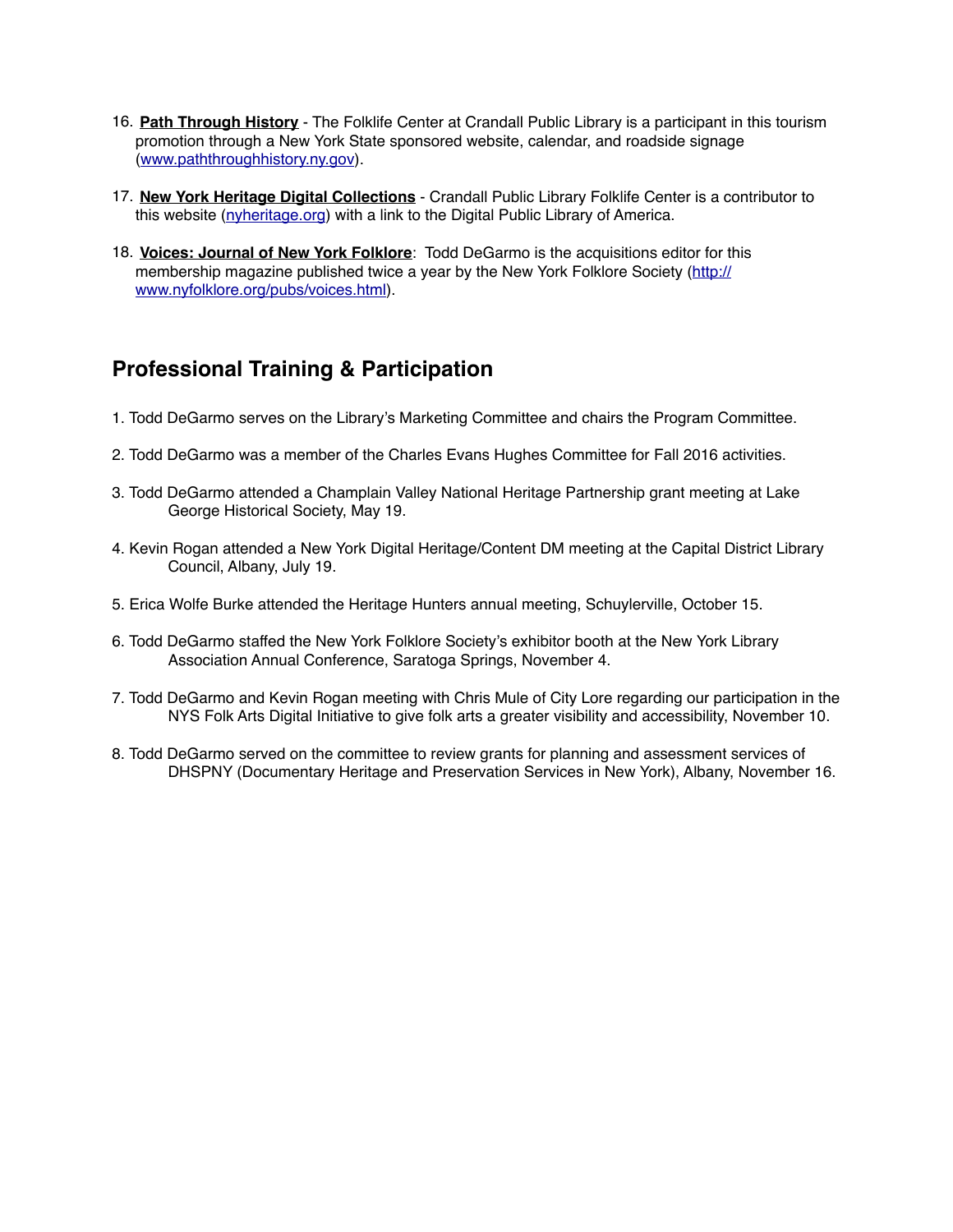16. **Path Through History** - The Folklife Center at Crandall Public Library is a participant in this tourism promotion through a New York State sponsored website, calendar, and roadside signage (www.paththroughhistory.ny.gov).

17. **New York Heritage Digital Collections** - Crandall Public Library Folklife Center is a contributor to this website (nyheritage.org) with a link to the Digital Public Library of America.

18. **Voices: Journal of New York Folklore**: Todd DeGarmo is the acquisitions editor for this membership magazine published twice a year by the New York Folklore Society (http://www.nyfolklore.org/pubs/voices.html).

## Professional Training & Participation

1. Todd DeGarmo serves on the Library's Marketing Committee and chairs the Program Committee.

2. Todd DeGarmo was a member of the Charles Evans Hughes Committee for Fall 2016 activities.

3. Todd DeGarmo attended a Champlain Valley National Heritage Partnership grant meeting at Lake George Historical Society, May 19.

4. Kevin Rogan attended a New York Digital Heritage/Content DM meeting at the Capital District Library Council, Albany, July 19.

5. Erica Wolfe Burke attended the Heritage Hunters annual meeting, Schuylerville, October 15.

6. Todd DeGarmo staffed the New York Folklore Society's exhibitor booth at the New York Library Association Annual Conference, Saratoga Springs, November 4.

7. Todd DeGarmo and Kevin Rogan meeting with Chris Mule of City Lore regarding our participation in the NYS Folk Arts Digital Initiative to give folk arts a greater visibility and accessibility, November 10.

8. Todd DeGarmo served on the committee to review grants for planning and assessment services of DHSPNY (Documentary Heritage and Preservation Services in New York), Albany, November 16.